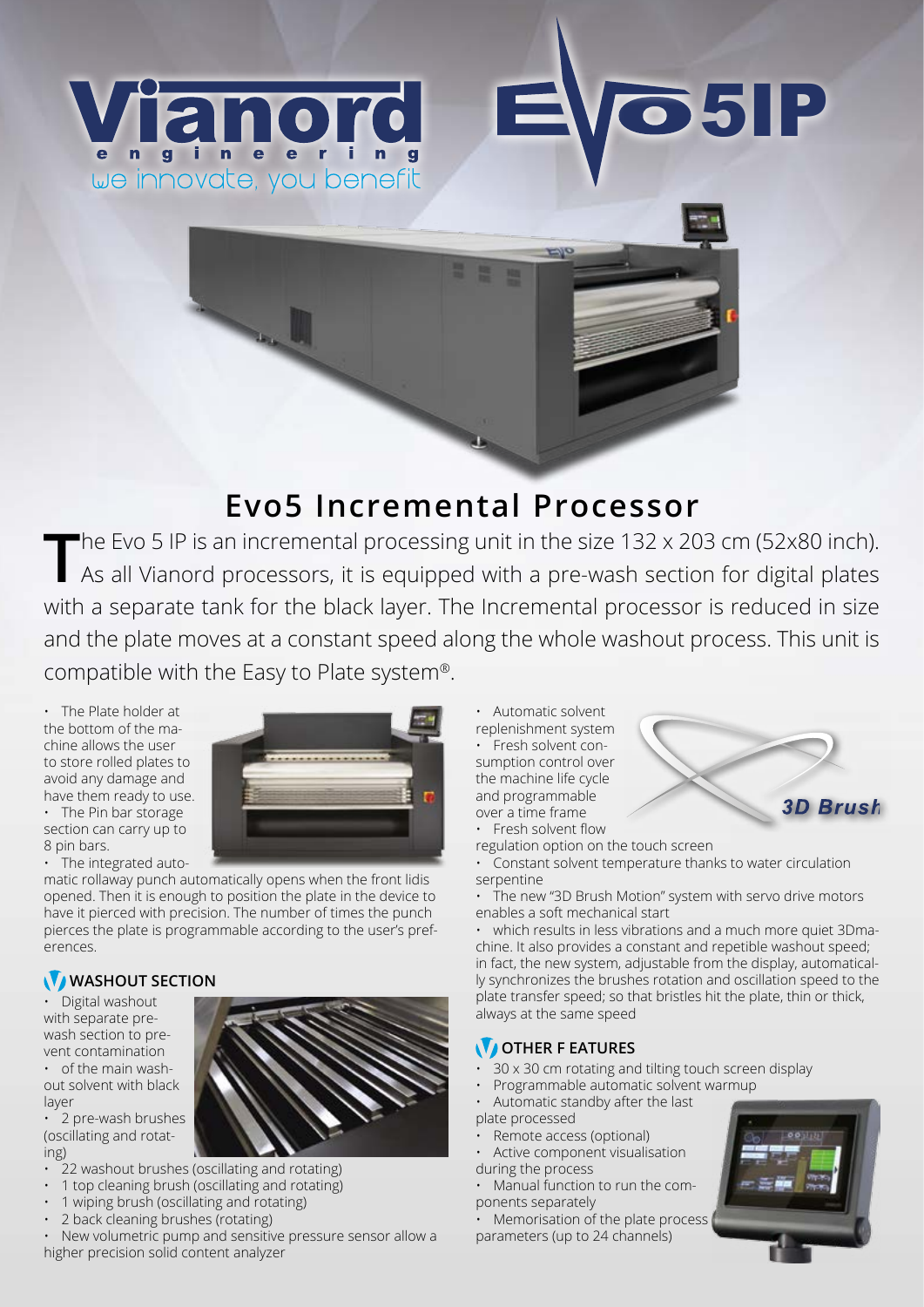Vianord engineering

we innovate, you benefit

EVO5IP

# Evo5 Incremental Processor

The Evo 5 IP is an incremental processing unit in the size 132 x 203 cm (52x80 inch). As all Vianord processors, it is equipped with a pre-wash section for digital plates with a separate tank for the black layer. The Incremental processor is reduced in size and the plate moves at a constant speed along the whole washout process. This unit is compatible with the Easy to Plate system®.

- The Plate holder at the bottom of the machine allows the user to store rolled plates to avoid any damage and have them ready to use.
- The Pin bar storage section can carry up to 8 pin bars.
- The integrated automatic rollaway punch automatically opens when the front lids opened. Then it is enough to position the plate in the device to have it pierced with precision. The number of times the punch pierces the plate is programmable according to the user's preferences.

## WASHOUT SECTION

- Digital washout with separate pre-wash section to prevent contamination
- of the main washout solvent with black layer
- 2 pre-wash brushes (oscillating and rotating)
- 22 washout brushes (oscillating and rotating)
- 1 top cleaning brush (oscillating and rotating)
- 1 wiping brush (oscillating and rotating)
- 2 back cleaning brushes (rotating)
- New volumetric pump and sensitive pressure sensor allow a higher precision solid content analyzer

- Automatic solvent replenishment system
- Fresh solvent consumption control over the machine life cycle and programmable over a time frame
- Fresh solvent flow regulation option on the touch screen
- Constant solvent temperature thanks to water circulation serpentine
- The new "3D Brush Motion" system with servo drive motors enables a soft mechanical start
- which results in less vibrations and a much more quiet 3Dmachine. It also provides a constant and repetible washout speed; in fact, the new system, adjustable from the display, automatically synchronizes the brushes rotation and oscillation speed to the plate transfer speed; so that bristles hit the plate, thin or thick, always at the same speed

3D Brush

## OTHER F EATURES

- 30 x 30 cm rotating and tilting touch screen display
- Programmable automatic solvent warmup
- Automatic standby after the last plate processed
- Remote access (optional)
- Active component visualisation during the process
- Manual function to run the components separately
- Memorisation of the plate process parameters (up to 24 channels)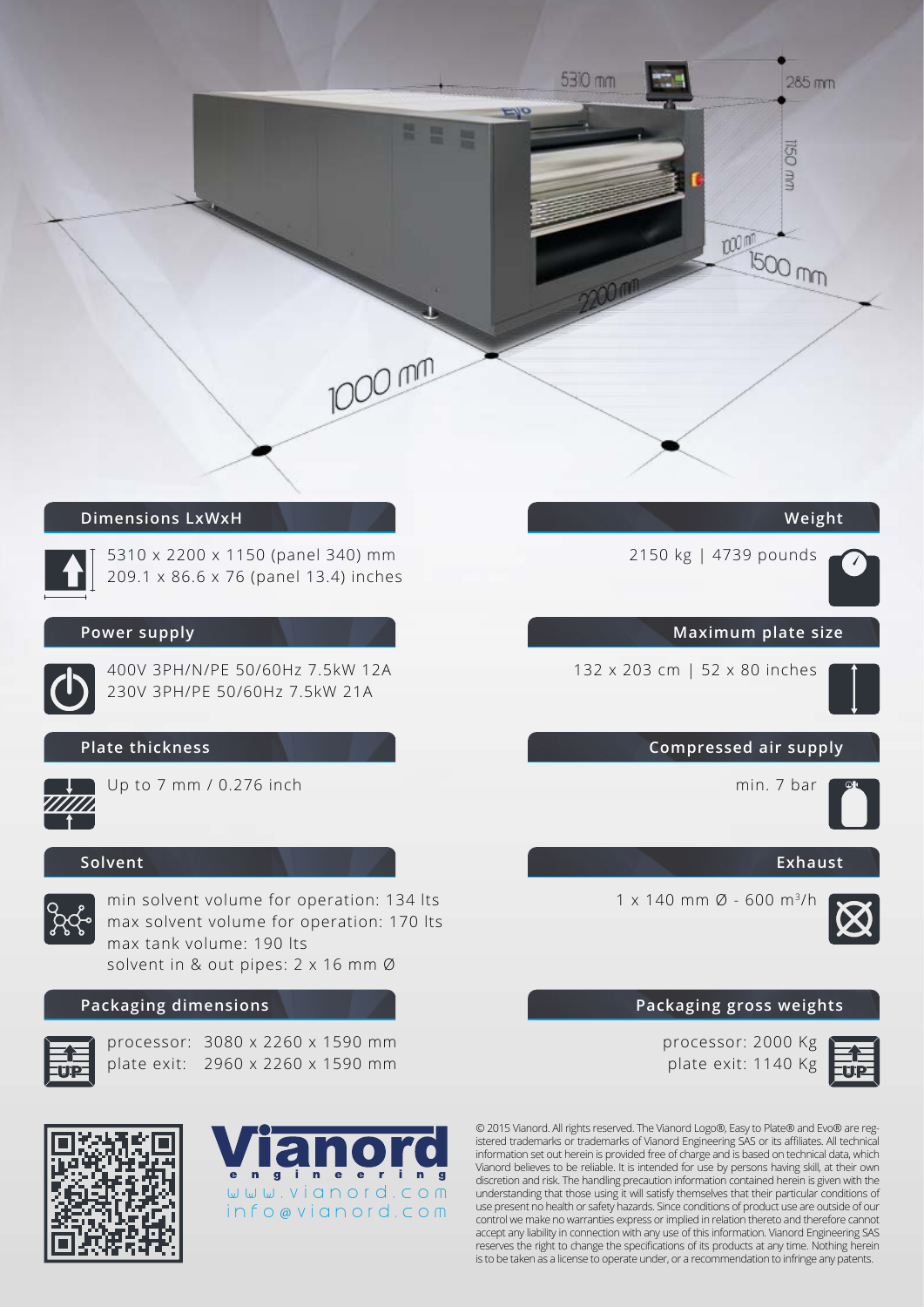5310 mm
285 mm
1150 mm
1000 mm
1500 mm
2200 mm
1000 mm

## Dimensions LxWxH

5310 x 2200 x 1150 (panel 340) mm
209.1 x 86.6 x 76 (panel 13.4) inches

## Weight

2150 kg | 4739 pounds

## Power supply

400V 3PH/N/PE 50/60Hz 7.5kW 12A
230V 3PH/PE 50/60Hz 7.5kW 21A

## Maximum plate size

132 x 203 cm | 52 x 80 inches

## Plate thickness

Up to 7 mm / 0.276 inch

## Compressed air supply

min. 7 bar

## Solvent

min solvent volume for operation: 134 lts
max solvent volume for operation: 170 lts
max tank volume: 190 lts
solvent in & out pipes: 2 x 16 mm Ø

## Exhaust

1 x 140 mm Ø - 600 m³/h

## Packaging dimensions

processor: 3080 x 2260 x 1590 mm
plate exit: 2960 x 2260 x 1590 mm

## Packaging gross weights

processor: 2000 Kg
plate exit: 1140 Kg

**Vianord** engineering
www.vianord.com
info@vianord.com

© 2015 Vianord. All rights reserved. The Vianord Logo®, Easy to Plate® and Evo® are registered trademarks or trademarks of Vianord Engineering SAS or its affiliates. All technical information set out herein is provided free of charge and is based on technical data, which Vianord believes to be reliable. It is intended for use by persons having skill, at their own discretion and risk. The handling precaution information contained herein is given with the understanding that those using it will satisfy themselves that their particular conditions of use present no health or safety hazards. Since conditions of product use are outside of our control we make no warranties express or implied in connection thereto and therefore cannot accept any liability in connection with any use of this information. Vianord Engineering SAS reserves the right to change the specifications of its products at any time. Nothing herein is to be taken as a license to operate under, or a recommendation to infringe any patents.